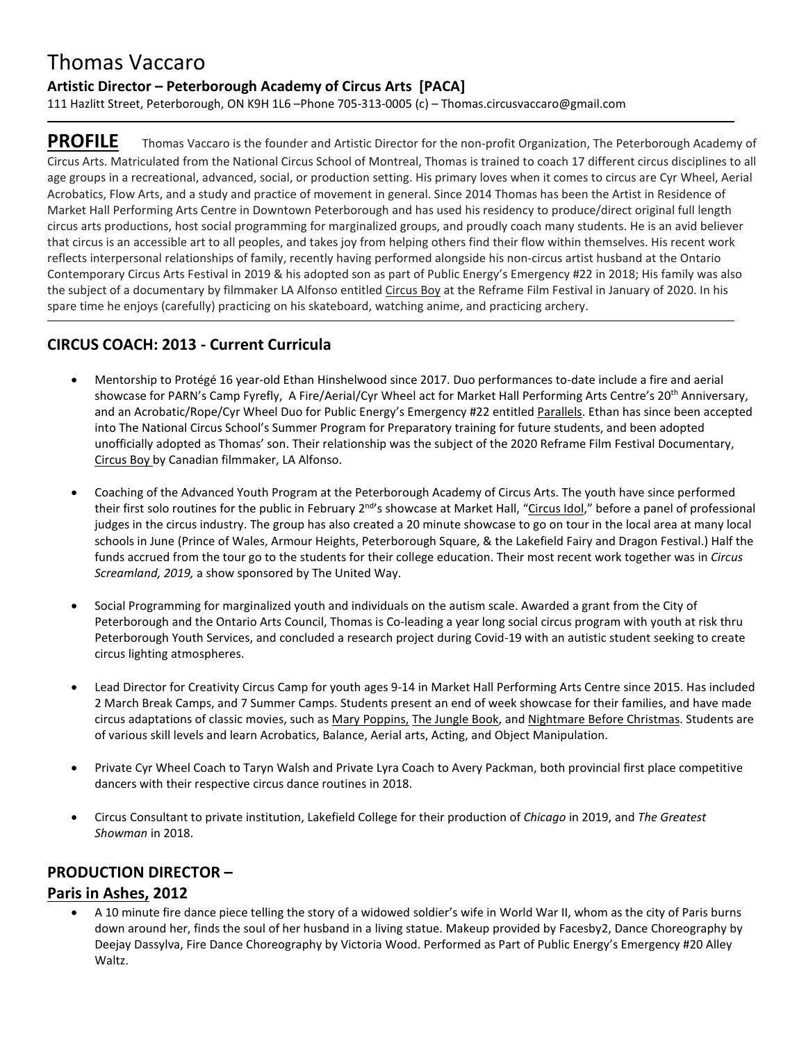# Thomas Vaccaro

**Artistic Director – Peterborough Academy of Circus Arts [PACA]**

111 Hazlitt Street, Peterborough, ON K9H 1L6 –Phone 705-313-0005 (c) – Thomas.circusvaccaro@gmail.com

---

**PROFILE** Thomas Vaccaro is the founder and Artistic Director for the non-profit Organization, The Peterborough Academy of Circus Arts. Matriculated from the National Circus School of Montreal, Thomas is trained to coach 17 different circus disciplines to all age groups in a recreational, advanced, social, or production setting. His primary loves when it comes to circus are Cyr Wheel, Aerial Acrobatics, Flow Arts, and a study and practice of movement in general. Since 2014 Thomas has been the Artist in Residence of Market Hall Performing Arts Centre in Downtown Peterborough and has used his residency to produce/direct original full length circus arts productions, host social programming for marginalized groups, and proudly coach many students. He is an avid believer that circus is an accessible art to all peoples, and takes joy from helping others find their flow within themselves. His recent work reflects interpersonal relationships of family, recently having performed alongside his non-circus artist husband at the Ontario Contemporary Circus Arts Festival in 2019 & his adopted son as part of Public Energy's Emergency #22 in 2018; His family was also the subject of a documentary by filmmaker LA Alfonso entitled Circus Boy at the Reframe Film Festival in January of 2020. In his spare time he enjoys (carefully) practicing on his skateboard, watching anime, and practicing archery.

---

## CIRCUS COACH: 2013 - Current Curricula

- Mentorship to Protégé 16 year-old Ethan Hinshelwood since 2017. Duo performances to-date include a fire and aerial showcase for PARN's Camp Fyrefly, A Fire/Aerial/Cyr Wheel act for Market Hall Performing Arts Centre's 20th Anniversary, and an Acrobatic/Rope/Cyr Wheel Duo for Public Energy's Emergency #22 entitled Parallels. Ethan has since been accepted into The National Circus School's Summer Program for Preparatory training for future students, and been adopted unofficially adopted as Thomas' son. Their relationship was the subject of the 2020 Reframe Film Festival Documentary, Circus Boy by Canadian filmmaker, LA Alfonso.

- Coaching of the Advanced Youth Program at the Peterborough Academy of Circus Arts. The youth have since performed their first solo routines for the public in February 2nd's showcase at Market Hall, "Circus Idol," before a panel of professional judges in the circus industry. The group has also created a 20 minute showcase to go on tour in the local area at many local schools in June (Prince of Wales, Armour Heights, Peterborough Square, & the Lakefield Fairy and Dragon Festival.) Half the funds accrued from the tour go to the students for their college education. Their most recent work together was in *Circus Screamland, 2019,* a show sponsored by The United Way.

- Social Programming for marginalized youth and individuals on the autism scale. Awarded a grant from the City of Peterborough and the Ontario Arts Council, Thomas is Co-leading a year long social circus program with youth at risk thru Peterborough Youth Services, and concluded a research project during Covid-19 with an autistic student seeking to create circus lighting atmospheres.

- Lead Director for Creativity Circus Camp for youth ages 9-14 in Market Hall Performing Arts Centre since 2015. Has included 2 March Break Camps, and 7 Summer Camps. Students present an end of week showcase for their families, and have made circus adaptations of classic movies, such as Mary Poppins, The Jungle Book, and Nightmare Before Christmas. Students are of various skill levels and learn Acrobatics, Balance, Aerial arts, Acting, and Object Manipulation.

- Private Cyr Wheel Coach to Taryn Walsh and Private Lyra Coach to Avery Packman, both provincial first place competitive dancers with their respective circus dance routines in 2018.

- Circus Consultant to private institution, Lakefield College for their production of *Chicago* in 2019, and *The Greatest Showman* in 2018.

## PRODUCTION DIRECTOR –

### Paris in Ashes, 2012

- A 10 minute fire dance piece telling the story of a widowed soldier's wife in World War II, whom as the city of Paris burns down around her, finds the soul of her husband in a living statue. Makeup provided by Facesby2, Dance Choreography by Deejay Dassylva, Fire Dance Choreography by Victoria Wood. Performed as Part of Public Energy's Emergency #20 Alley Waltz.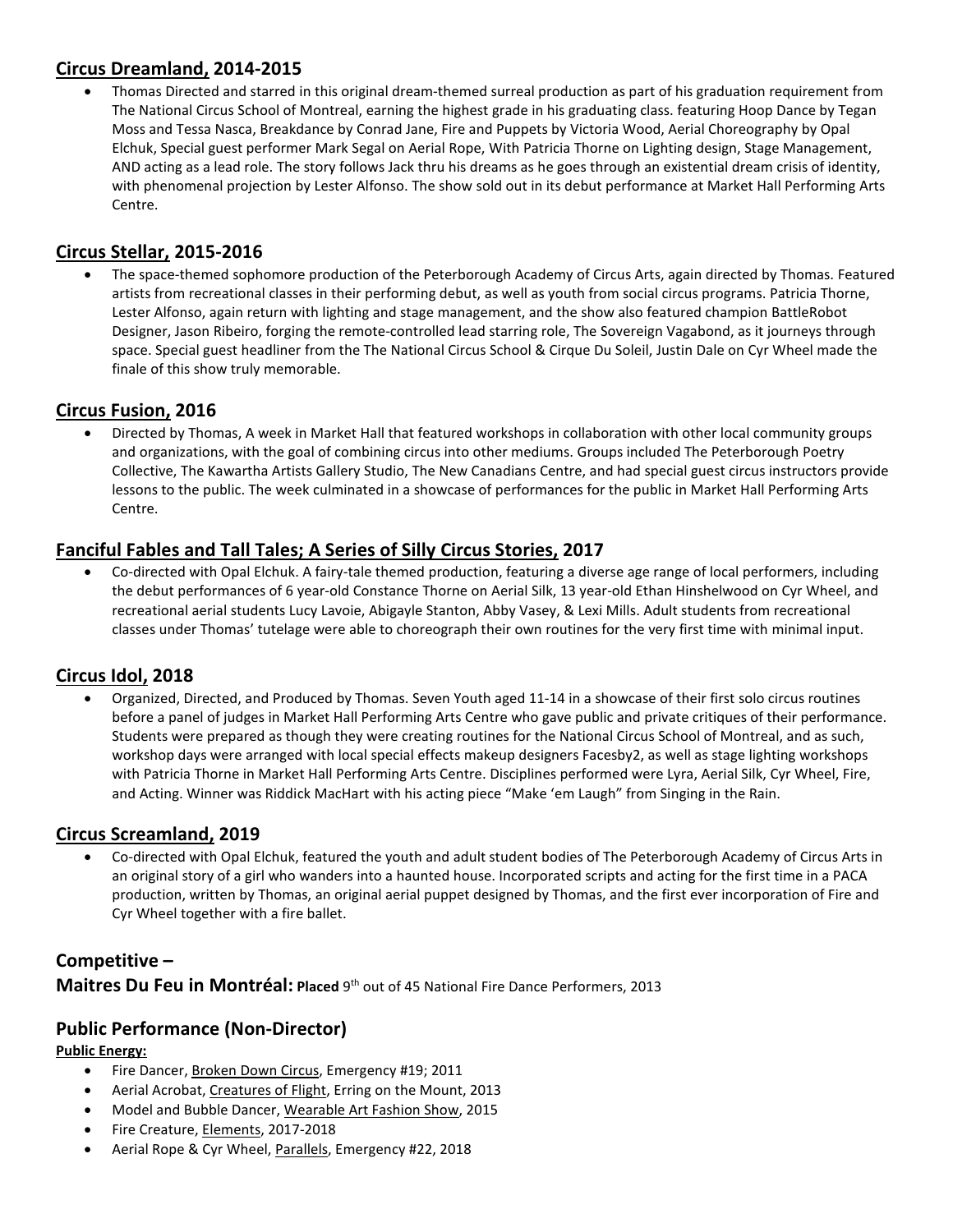## <u>Circus Dreamland,</u> 2014-2015

- Thomas Directed and starred in this original dream-themed surreal production as part of his graduation requirement from The National Circus School of Montreal, earning the highest grade in his graduating class. featuring Hoop Dance by Tegan Moss and Tessa Nasca, Breakdance by Conrad Jane, Fire and Puppets by Victoria Wood, Aerial Choreography by Opal Elchuk, Special guest performer Mark Segal on Aerial Rope, With Patricia Thorne on Lighting design, Stage Management, AND acting as a lead role. The story follows Jack thru his dreams as he goes through an existential dream crisis of identity, with phenomenal projection by Lester Alfonso. The show sold out in its debut performance at Market Hall Performing Arts Centre.

## <u>Circus Stellar,</u> 2015-2016

- The space-themed sophomore production of the Peterborough Academy of Circus Arts, again directed by Thomas. Featured artists from recreational classes in their performing debut, as well as youth from social circus programs. Patricia Thorne, Lester Alfonso, again return with lighting and stage management, and the show also featured champion BattleRobot Designer, Jason Ribeiro, forging the remote-controlled lead starring role, The Sovereign Vagabond, as it journeys through space. Special guest headliner from the The National Circus School & Cirque Du Soleil, Justin Dale on Cyr Wheel made the finale of this show truly memorable.

## <u>Circus Fusion,</u> 2016

- Directed by Thomas, A week in Market Hall that featured workshops in collaboration with other local community groups and organizations, with the goal of combining circus into other mediums. Groups included The Peterborough Poetry Collective, The Kawartha Artists Gallery Studio, The New Canadians Centre, and had special guest circus instructors provide lessons to the public. The week culminated in a showcase of performances for the public in Market Hall Performing Arts Centre.

## <u>Fanciful Fables and Tall Tales; A Series of Silly Circus Stories,</u> 2017

- Co-directed with Opal Elchuk. A fairy-tale themed production, featuring a diverse age range of local performers, including the debut performances of 6 year-old Constance Thorne on Aerial Silk, 13 year-old Ethan Hinshelwood on Cyr Wheel, and recreational aerial students Lucy Lavoie, Abigayle Stanton, Abby Vasey, & Lexi Mills. Adult students from recreational classes under Thomas' tutelage were able to choreograph their own routines for the very first time with minimal input.

## <u>Circus Idol,</u> 2018

- Organized, Directed, and Produced by Thomas. Seven Youth aged 11-14 in a showcase of their first solo circus routines before a panel of judges in Market Hall Performing Arts Centre who gave public and private critiques of their performance. Students were prepared as though they were creating routines for the National Circus School of Montreal, and as such, workshop days were arranged with local special effects makeup designers Facesby2, as well as stage lighting workshops with Patricia Thorne in Market Hall Performing Arts Centre. Disciplines performed were Lyra, Aerial Silk, Cyr Wheel, Fire, and Acting. Winner was Riddick MacHart with his acting piece "Make 'em Laugh" from Singing in the Rain.

## <u>Circus Screamland,</u> 2019

- Co-directed with Opal Elchuk, featured the youth and adult student bodies of The Peterborough Academy of Circus Arts in an original story of a girl who wanders into a haunted house. Incorporated scripts and acting for the first time in a PACA production, written by Thomas, an original aerial puppet designed by Thomas, and the first ever incorporation of Fire and Cyr Wheel together with a fire ballet.

## Competitive –

**Maitres Du Feu in Montréal:** **Placed** 9th out of 45 National Fire Dance Performers, 2013

## Public Performance (Non-Director)

**<u>Public Energy:</u>**

- Fire Dancer, <u>Broken Down Circus</u>, Emergency #19; 2011
- Aerial Acrobat, <u>Creatures of Flight</u>, Erring on the Mount, 2013
- Model and Bubble Dancer, <u>Wearable Art Fashion Show</u>, 2015
- Fire Creature, <u>Elements</u>, 2017-2018
- Aerial Rope & Cyr Wheel, <u>Parallels</u>, Emergency #22, 2018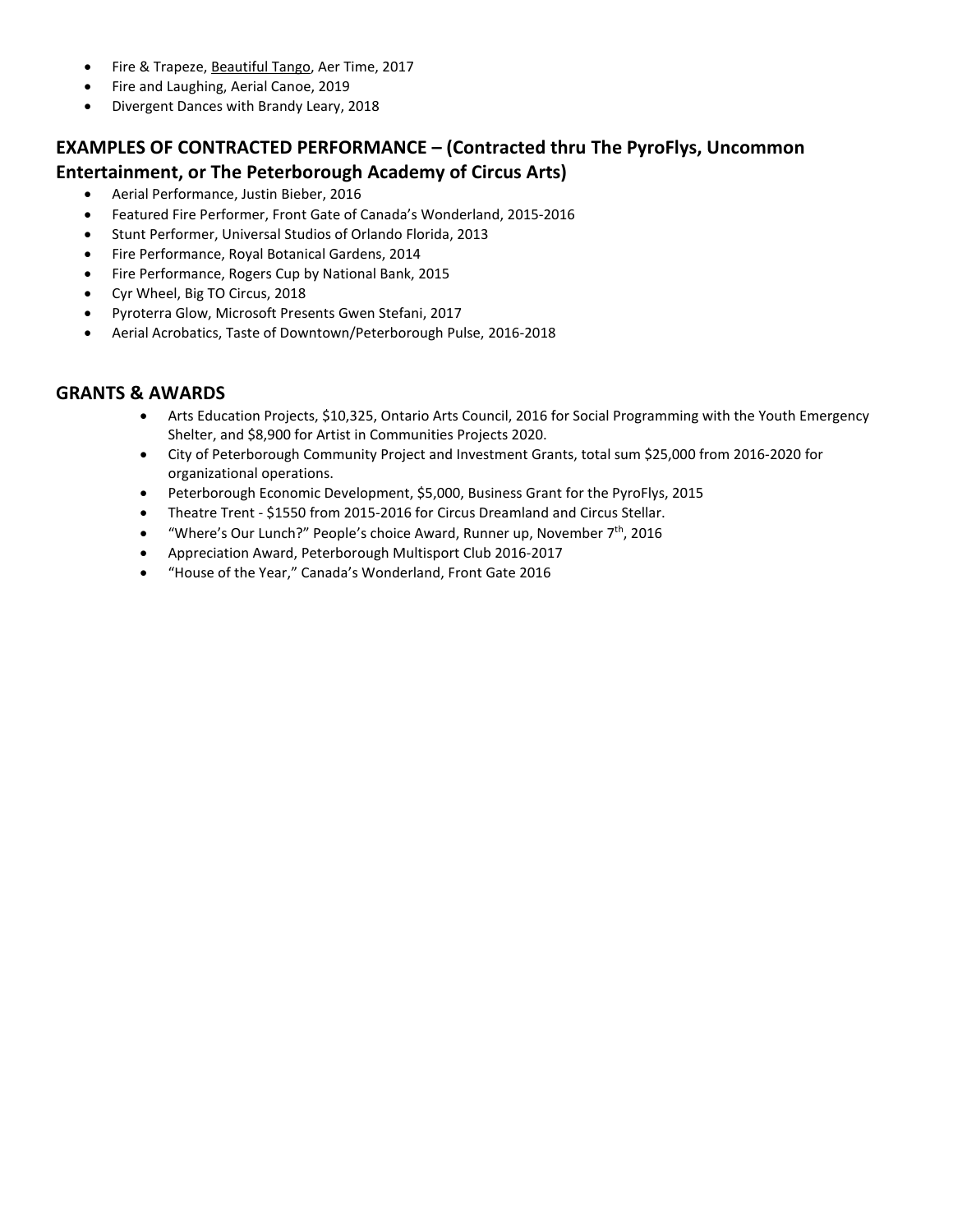- Fire & Trapeze, Beautiful Tango, Aer Time, 2017
- Fire and Laughing, Aerial Canoe, 2019
- Divergent Dances with Brandy Leary, 2018

## EXAMPLES OF CONTRACTED PERFORMANCE – (Contracted thru The PyroFlys, Uncommon Entertainment, or The Peterborough Academy of Circus Arts)

- Aerial Performance, Justin Bieber, 2016
- Featured Fire Performer, Front Gate of Canada's Wonderland, 2015-2016
- Stunt Performer, Universal Studios of Orlando Florida, 2013
- Fire Performance, Royal Botanical Gardens, 2014
- Fire Performance, Rogers Cup by National Bank, 2015
- Cyr Wheel, Big TO Circus, 2018
- Pyroterra Glow, Microsoft Presents Gwen Stefani, 2017
- Aerial Acrobatics, Taste of Downtown/Peterborough Pulse, 2016-2018

## GRANTS & AWARDS

- Arts Education Projects, $10,325, Ontario Arts Council, 2016 for Social Programming with the Youth Emergency Shelter, and $8,900 for Artist in Communities Projects 2020.
- City of Peterborough Community Project and Investment Grants, total sum $25,000 from 2016-2020 for organizational operations.
- Peterborough Economic Development, $5,000, Business Grant for the PyroFlys, 2015
- Theatre Trent - $1550 from 2015-2016 for Circus Dreamland and Circus Stellar.
- "Where's Our Lunch?" People's choice Award, Runner up, November 7th, 2016
- Appreciation Award, Peterborough Multisport Club 2016-2017
- "House of the Year," Canada's Wonderland, Front Gate 2016